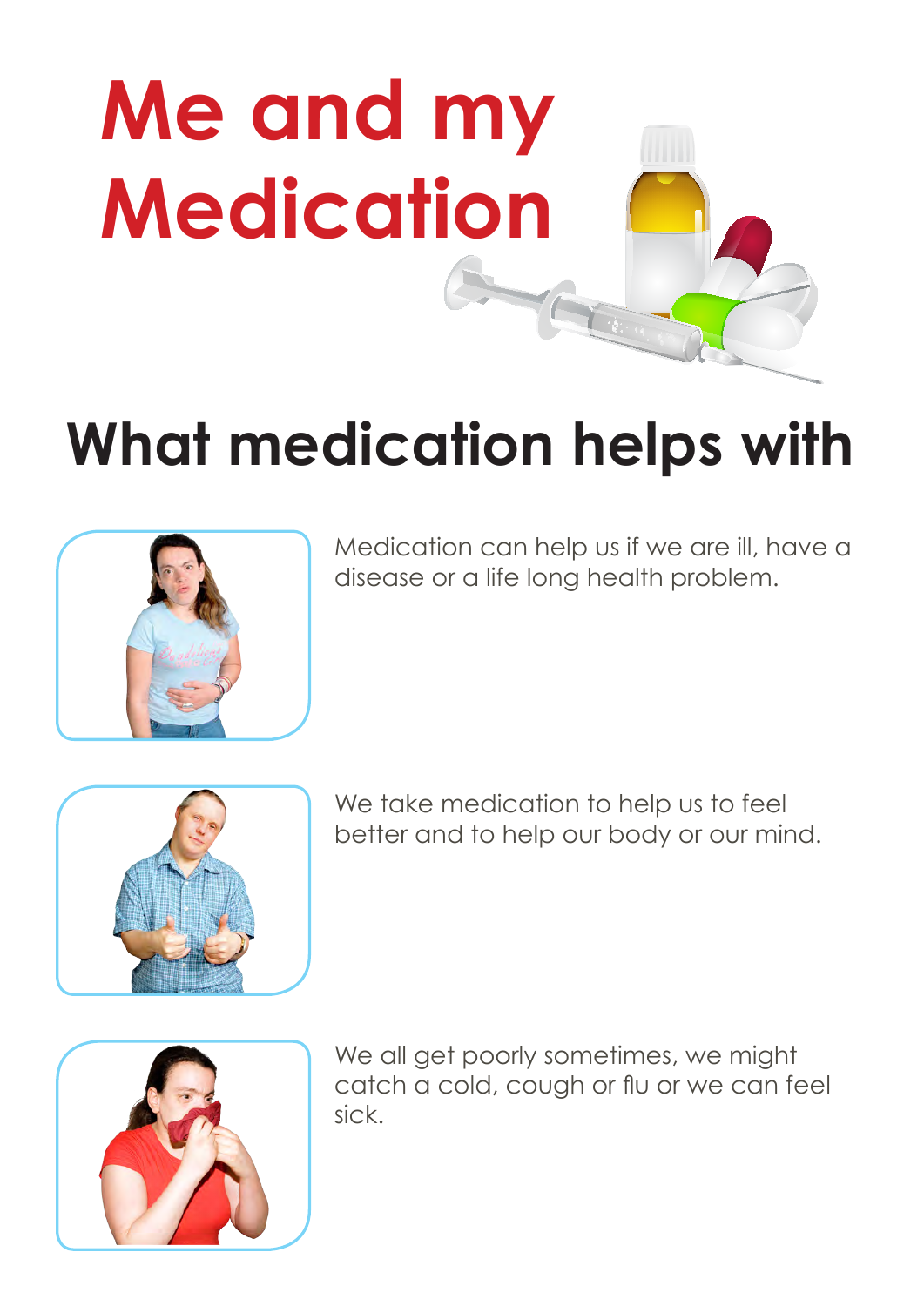# Me and my Medication

## What medication helps with

Medication can help us if we are ill, have a disease or a life long health problem.

We take medication to help us to feel better and to help our body or our mind.

We all get poorly sometimes, we might catch a cold, cough or flu or we can feel sick.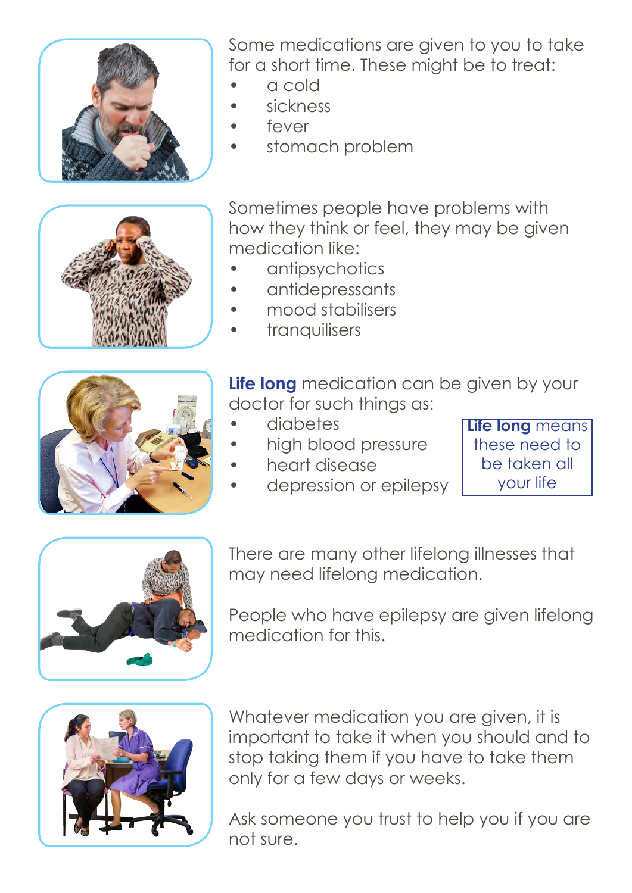Some medications are given to you to take for a short time. These might be to treat:

- a cold
- sickness
- fever
- stomach problem

Sometimes people have problems with how they think or feel, they may be given medication like:

- antipsychotics
- antidepressants
- mood stabilisers
- tranquilisers

**Life long** medication can be given by your doctor for such things as:

- diabetes
- high blood pressure
- heart disease
- depression or epilepsy

**Life long** means these need to be taken all your life

There are many other lifelong illnesses that may need lifelong medication.

People who have epilepsy are given lifelong medication for this.

Whatever medication you are given, it is important to take it when you should and to stop taking them if you have to take them only for a few days or weeks.

Ask someone you trust to help you if you are not sure.